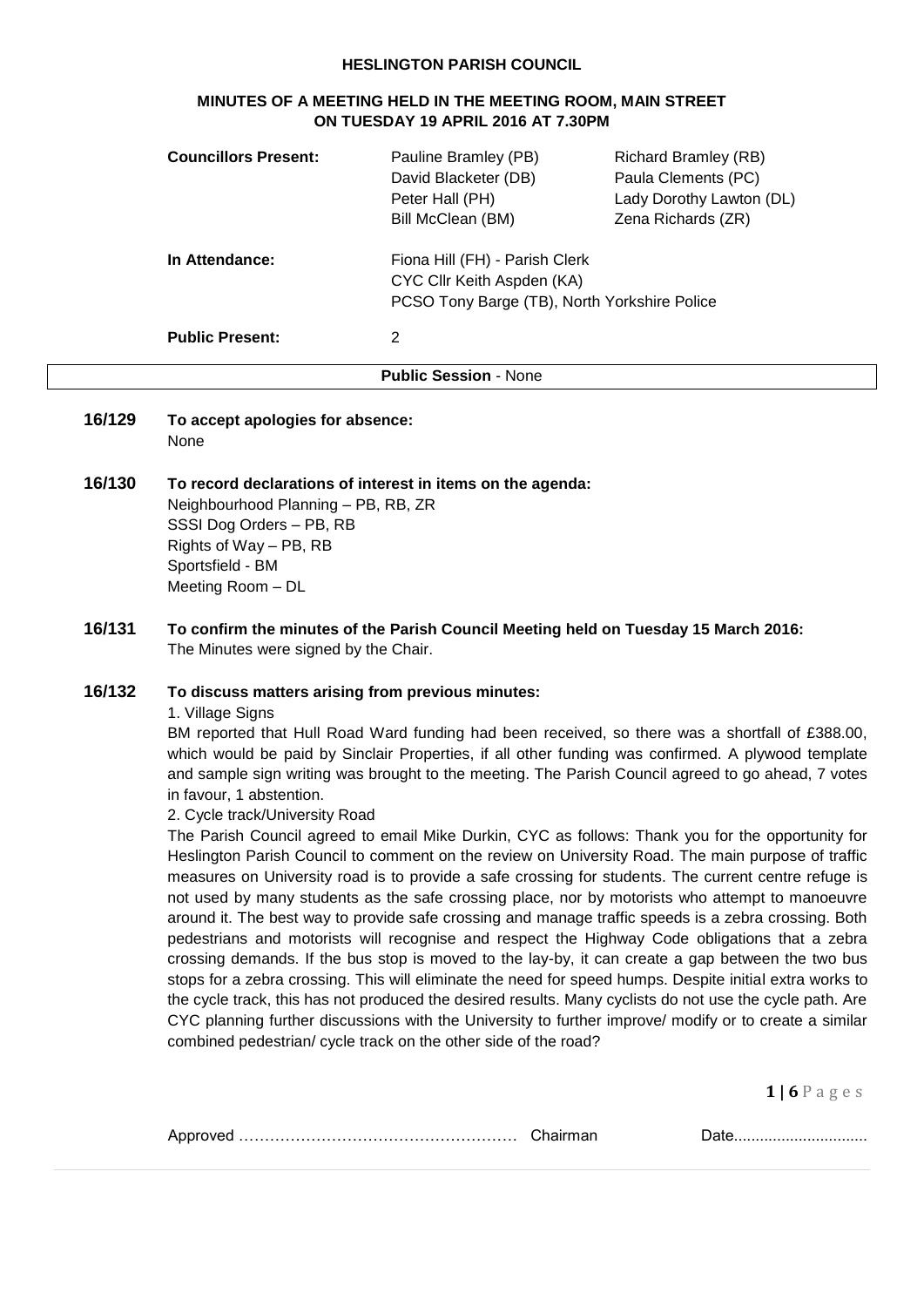# HESLINGTON PARISH COUNCIL

## MINUTES OF A MEETING HELD IN THE MEETING ROOM, MAIN STREET ON TUESDAY 19 APRIL 2016 AT 7.30PM

| | | |
|---|---|---|
| **Councillors Present:** | Pauline Bramley (PB) | Richard Bramley (RB) |
| | David Blacketer (DB) | Paula Clements (PC) |
| | Peter Hall (PH) | Lady Dorothy Lawton (DL) |
| | Bill McClean (BM) | Zena Richards (ZR) |
| **In Attendance:** | Fiona Hill (FH) - Parish Clerk | |
| | CYC Cllr Keith Aspden (KA) | |
| | PCSO Tony Barge (TB), North Yorkshire Police | |
| **Public Present:** | 2 | |

**Public Session** - None

**16/129 To accept apologies for absence:**

None

**16/130 To record declarations of interest in items on the agenda:**

Neighbourhood Planning – PB, RB, ZR
SSSI Dog Orders – PB, RB
Rights of Way – PB, RB
Sportsfield - BM
Meeting Room – DL

**16/131 To confirm the minutes of the Parish Council Meeting held on Tuesday 15 March 2016:**

The Minutes were signed by the Chair.

**16/132 To discuss matters arising from previous minutes:**

1. Village Signs

BM reported that Hull Road Ward funding had been received, so there was a shortfall of £388.00, which would be paid by Sinclair Properties, if all other funding was confirmed. A plywood template and sample sign writing was brought to the meeting. The Parish Council agreed to go ahead, 7 votes in favour, 1 abstention.

2. Cycle track/University Road

The Parish Council agreed to email Mike Durkin, CYC as follows: Thank you for the opportunity for Heslington Parish Council to comment on the review on University Road. The main purpose of traffic measures on University road is to provide a safe crossing for students. The current centre refuge is not used by many students as the safe crossing place, nor by motorists who attempt to manoeuvre around it. The best way to provide safe crossing and manage traffic speeds is a zebra crossing. Both pedestrians and motorists will recognise and respect the Highway Code obligations that a zebra crossing demands. If the bus stop is moved to the lay-by, it can create a gap between the two bus stops for a zebra crossing. This will eliminate the need for speed humps. Despite initial extra works to the cycle track, this has not produced the desired results. Many cyclists do not use the cycle path. Are CYC planning further discussions with the University to further improve/ modify or to create a similar combined pedestrian/ cycle track on the other side of the road?

Approved …………………………………………… Chairman Date..............................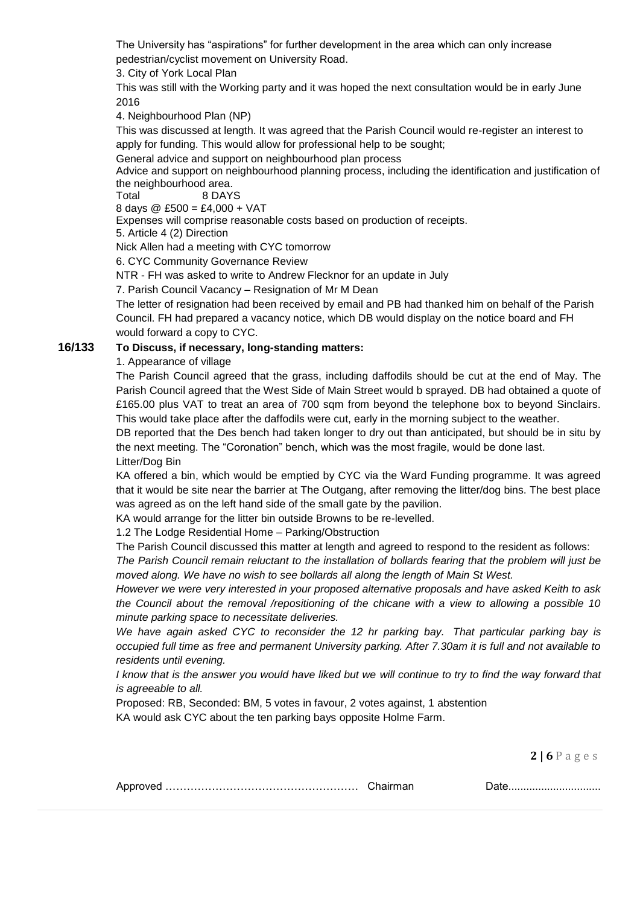The University has "aspirations" for further development in the area which can only increase pedestrian/cyclist movement on University Road.

3. City of York Local Plan

This was still with the Working party and it was hoped the next consultation would be in early June 2016

4. Neighbourhood Plan (NP)

This was discussed at length. It was agreed that the Parish Council would re-register an interest to apply for funding. This would allow for professional help to be sought;

General advice and support on neighbourhood plan process

Advice and support on neighbourhood planning process, including the identification and justification of the neighbourhood area.

Total 8 DAYS

8 days @ £500 = £4,000 + VAT

Expenses will comprise reasonable costs based on production of receipts.

5. Article 4 (2) Direction

Nick Allen had a meeting with CYC tomorrow

6. CYC Community Governance Review

NTR - FH was asked to write to Andrew Flecknor for an update in July

7. Parish Council Vacancy – Resignation of Mr M Dean

The letter of resignation had been received by email and PB had thanked him on behalf of the Parish Council. FH had prepared a vacancy notice, which DB would display on the notice board and FH would forward a copy to CYC.

**16/133 To Discuss, if necessary, long-standing matters:**

1. Appearance of village

The Parish Council agreed that the grass, including daffodils should be cut at the end of May. The Parish Council agreed that the West Side of Main Street would b sprayed. DB had obtained a quote of £165.00 plus VAT to treat an area of 700 sqm from beyond the telephone box to beyond Sinclairs. This would take place after the daffodils were cut, early in the morning subject to the weather.

DB reported that the Des bench had taken longer to dry out than anticipated, but should be in situ by the next meeting. The "Coronation" bench, which was the most fragile, would be done last.

Litter/Dog Bin

KA offered a bin, which would be emptied by CYC via the Ward Funding programme. It was agreed that it would be site near the barrier at The Outgang, after removing the litter/dog bins. The best place was agreed as on the left hand side of the small gate by the pavilion.

KA would arrange for the litter bin outside Browns to be re-levelled.

1.2 The Lodge Residential Home – Parking/Obstruction

The Parish Council discussed this matter at length and agreed to respond to the resident as follows:

*The Parish Council remain reluctant to the installation of bollards fearing that the problem will just be moved along. We have no wish to see bollards all along the length of Main St West.*

*However we were very interested in your proposed alternative proposals and have asked Keith to ask the Council about the removal /repositioning of the chicane with a view to allowing a possible 10 minute parking space to necessitate deliveries.*

*We have again asked CYC to reconsider the 12 hr parking bay. That particular parking bay is occupied full time as free and permanent University parking. After 7.30am it is full and not available to residents until evening.*

*I know that is the answer you would have liked but we will continue to try to find the way forward that is agreeable to all.*

Proposed: RB, Seconded: BM, 5 votes in favour, 2 votes against, 1 abstention

KA would ask CYC about the ten parking bays opposite Holme Farm.

Approved …………………………………………… Chairman Date..............................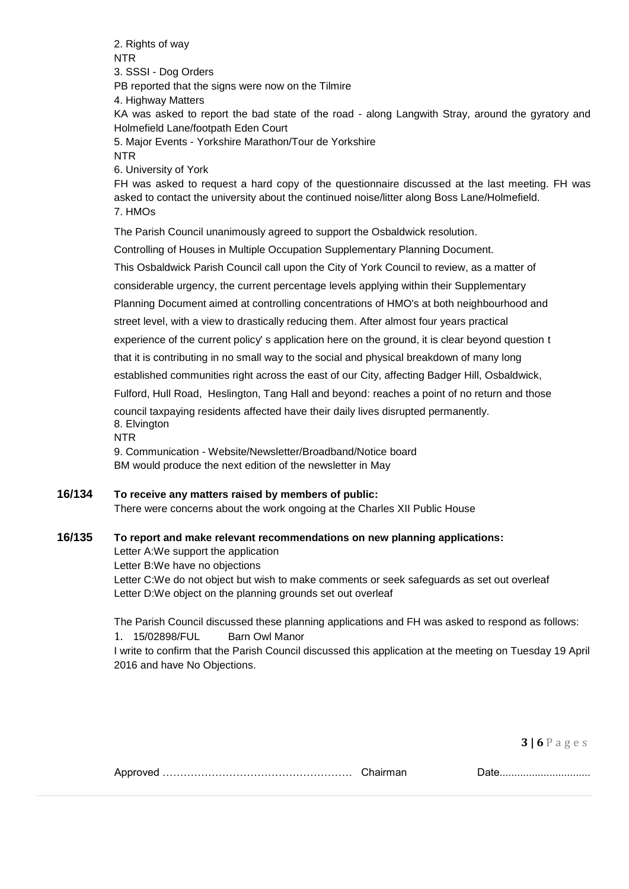2. Rights of way
NTR
3. SSSI - Dog Orders
PB reported that the signs were now on the Tilmire
4. Highway Matters
KA was asked to report the bad state of the road - along Langwith Stray, around the gyratory and Holmefield Lane/footpath Eden Court
5. Major Events - Yorkshire Marathon/Tour de Yorkshire
NTR
6. University of York
FH was asked to request a hard copy of the questionnaire discussed at the last meeting. FH was asked to contact the university about the continued noise/litter along Boss Lane/Holmefield.
7. HMOs

The Parish Council unanimously agreed to support the Osbaldwick resolution.

Controlling of Houses in Multiple Occupation Supplementary Planning Document.

This Osbaldwick Parish Council call upon the City of York Council to review, as a matter of considerable urgency, the current percentage levels applying within their Supplementary Planning Document aimed at controlling concentrations of HMO's at both neighbourhood and street level, with a view to drastically reducing them. After almost four years practical experience of the current policy' s application here on the ground, it is clear beyond question t that it is contributing in no small way to the social and physical breakdown of many long established communities right across the east of our City, affecting Badger Hill, Osbaldwick, Fulford, Hull Road, Heslington, Tang Hall and beyond: reaches a point of no return and those council taxpaying residents affected have their daily lives disrupted permanently.

8. Elvington
NTR
9. Communication - Website/Newsletter/Broadband/Notice board
BM would produce the next edition of the newsletter in May

**16/134 To receive any matters raised by members of public:**

There were concerns about the work ongoing at the Charles XII Public House

**16/135 To report and make relevant recommendations on new planning applications:**

Letter A:We support the application
Letter B:We have no objections
Letter C:We do not object but wish to make comments or seek safeguards as set out overleaf
Letter D:We object on the planning grounds set out overleaf

The Parish Council discussed these planning applications and FH was asked to respond as follows:

1. 15/02898/FUL Barn Owl Manor

I write to confirm that the Parish Council discussed this application at the meeting on Tuesday 19 April 2016 and have No Objections.

Approved ……………………………………………… Chairman Date...............................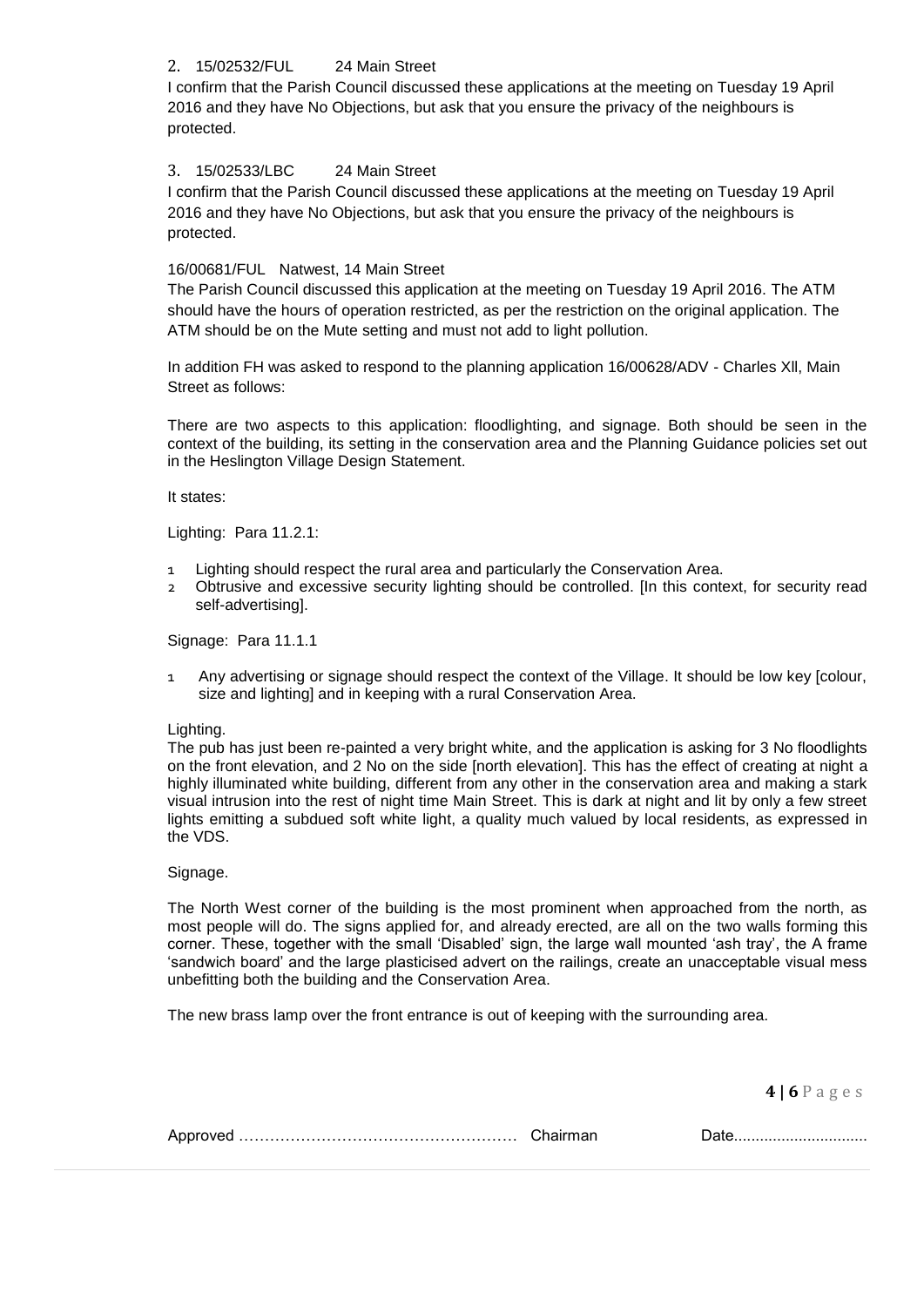2. 15/02532/FUL 24 Main Street

I confirm that the Parish Council discussed these applications at the meeting on Tuesday 19 April 2016 and they have No Objections, but ask that you ensure the privacy of the neighbours is protected.

3. 15/02533/LBC 24 Main Street

I confirm that the Parish Council discussed these applications at the meeting on Tuesday 19 April 2016 and they have No Objections, but ask that you ensure the privacy of the neighbours is protected.

16/00681/FUL Natwest, 14 Main Street

The Parish Council discussed this application at the meeting on Tuesday 19 April 2016. The ATM should have the hours of operation restricted, as per the restriction on the original application. The ATM should be on the Mute setting and must not add to light pollution.

In addition FH was asked to respond to the planning application 16/00628/ADV - Charles Xll, Main Street as follows:

There are two aspects to this application: floodlighting, and signage. Both should be seen in the context of the building, its setting in the conservation area and the Planning Guidance policies set out in the Heslington Village Design Statement.

It states:

Lighting: Para 11.2.1:

1. Lighting should respect the rural area and particularly the Conservation Area.
2. Obtrusive and excessive security lighting should be controlled. [In this context, for security read self-advertising].

Signage: Para 11.1.1

1. Any advertising or signage should respect the context of the Village. It should be low key [colour, size and lighting] and in keeping with a rural Conservation Area.

Lighting.

The pub has just been re-painted a very bright white, and the application is asking for 3 No floodlights on the front elevation, and 2 No on the side [north elevation]. This has the effect of creating at night a highly illuminated white building, different from any other in the conservation area and making a stark visual intrusion into the rest of night time Main Street. This is dark at night and lit by only a few street lights emitting a subdued soft white light, a quality much valued by local residents, as expressed in the VDS.

Signage.

The North West corner of the building is the most prominent when approached from the north, as most people will do. The signs applied for, and already erected, are all on the two walls forming this corner. These, together with the small 'Disabled' sign, the large wall mounted 'ash tray', the A frame 'sandwich board' and the large plasticised advert on the railings, create an unacceptable visual mess unbefitting both the building and the Conservation Area.

The new brass lamp over the front entrance is out of keeping with the surrounding area.

Approved ……………………………………………… Chairman Date..............................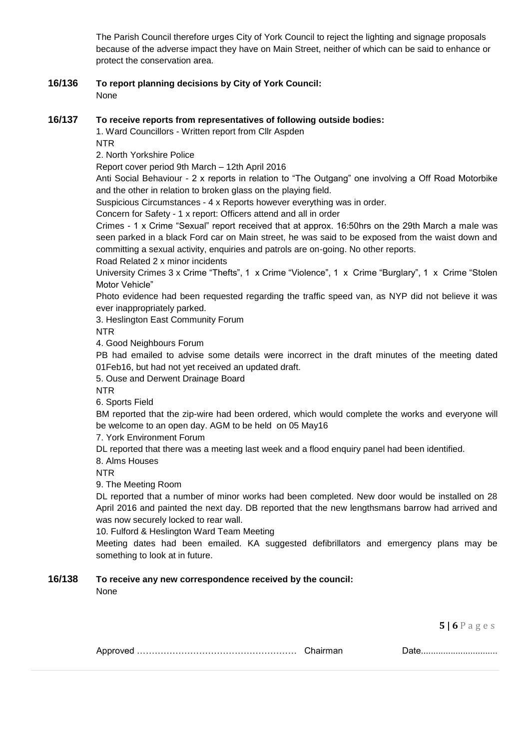The Parish Council therefore urges City of York Council to reject the lighting and signage proposals because of the adverse impact they have on Main Street, neither of which can be said to enhance or protect the conservation area.

**16/136 To report planning decisions by City of York Council:**

None

**16/137 To receive reports from representatives of following outside bodies:**

1. Ward Councillors - Written report from Cllr Aspden

NTR

2. North Yorkshire Police

Report cover period 9th March – 12th April 2016

Anti Social Behaviour - 2 x reports in relation to "The Outgang" one involving a Off Road Motorbike and the other in relation to broken glass on the playing field.

Suspicious Circumstances - 4 x Reports however everything was in order.

Concern for Safety - 1 x report: Officers attend and all in order

Crimes - 1 x Crime "Sexual" report received that at approx. 16:50hrs on the 29th March a male was seen parked in a black Ford car on Main street, he was said to be exposed from the waist down and committing a sexual activity, enquiries and patrols are on-going. No other reports.

Road Related 2 x minor incidents

University Crimes 3 x Crime "Thefts", 1 x Crime "Violence", 1 x Crime "Burglary", 1 x Crime "Stolen Motor Vehicle"

Photo evidence had been requested regarding the traffic speed van, as NYP did not believe it was ever inappropriately parked.

3. Heslington East Community Forum

NTR

4. Good Neighbours Forum

PB had emailed to advise some details were incorrect in the draft minutes of the meeting dated 01Feb16, but had not yet received an updated draft.

5. Ouse and Derwent Drainage Board

NTR

6. Sports Field

BM reported that the zip-wire had been ordered, which would complete the works and everyone will be welcome to an open day. AGM to be held on 05 May16

7. York Environment Forum

DL reported that there was a meeting last week and a flood enquiry panel had been identified.

8. Alms Houses

NTR

9. The Meeting Room

DL reported that a number of minor works had been completed. New door would be installed on 28 April 2016 and painted the next day. DB reported that the new lengthsmans barrow had arrived and was now securely locked to rear wall.

10. Fulford & Heslington Ward Team Meeting

Meeting dates had been emailed. KA suggested defibrillators and emergency plans may be something to look at in future.

**16/138 To receive any new correspondence received by the council:**

None

Approved …………………………………………… Chairman Date..............................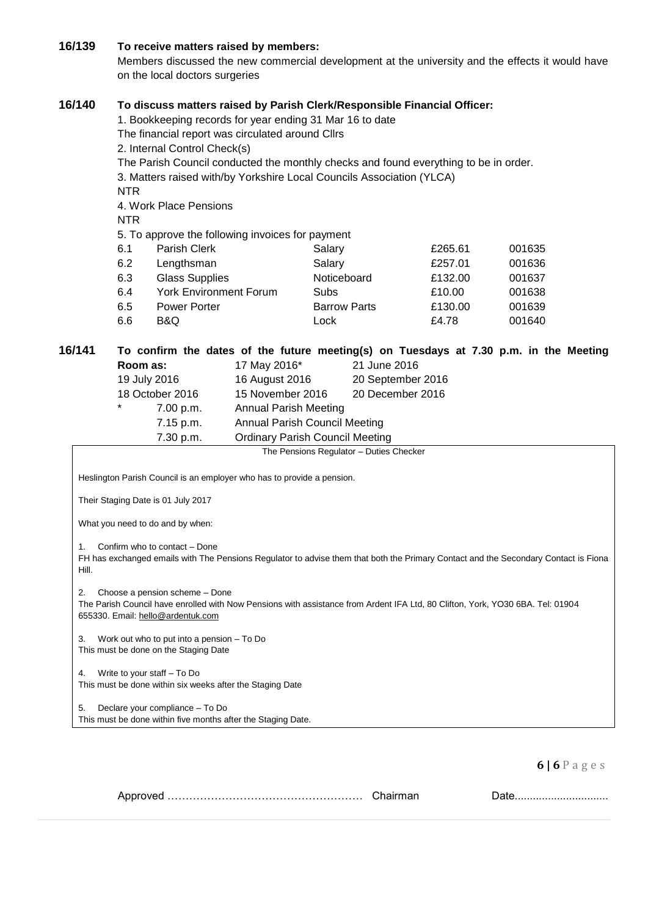**16/139** **To receive matters raised by members:**

Members discussed the new commercial development at the university and the effects it would have on the local doctors surgeries

**16/140** **To discuss matters raised by Parish Clerk/Responsible Financial Officer:**

1. Bookkeeping records for year ending 31 Mar 16 to date
The financial report was circulated around Cllrs
2. Internal Control Check(s)
The Parish Council conducted the monthly checks and found everything to be in order.
3. Matters raised with/by Yorkshire Local Councils Association (YLCA)
NTR
4. Work Place Pensions
NTR
5. To approve the following invoices for payment

| | | | | |
|---|---|---|---|---|
| 6.1 | Parish Clerk | Salary | £265.61 | 001635 |
| 6.2 | Lengthsman | Salary | £257.01 | 001636 |
| 6.3 | Glass Supplies | Noticeboard | £132.00 | 001637 |
| 6.4 | York Environment Forum | Subs | £10.00 | 001638 |
| 6.5 | Power Porter | Barrow Parts | £130.00 | 001639 |
| 6.6 | B&Q | Lock | £4.78 | 001640 |

**16/141** **To confirm the dates of the future meeting(s) on Tuesdays at 7.30 p.m. in the Meeting Room as:**

| | | |
|---|---|---|
| | 17 May 2016* | 21 June 2016 |
| 19 July 2016 | 16 August 2016 | 20 September 2016 |
| 18 October 2016 | 15 November 2016 | 20 December 2016 |

| | | |
|---|---|---|
| * | 7.00 p.m. | Annual Parish Meeting |
| | 7.15 p.m. | Annual Parish Council Meeting |
| | 7.30 p.m. | Ordinary Parish Council Meeting |

The Pensions Regulator – Duties Checker

Heslington Parish Council is an employer who has to provide a pension.

Their Staging Date is 01 July 2017

What you need to do and by when:

1. Confirm who to contact – Done
FH has exchanged emails with The Pensions Regulator to advise them that both the Primary Contact and the Secondary Contact is Fiona Hill.

2. Choose a pension scheme – Done
The Parish Council have enrolled with Now Pensions with assistance from Ardent IFA Ltd, 80 Clifton, York, YO30 6BA. Tel: 01904 655330. Email: hello@ardentuk.com

3. Work out who to put into a pension – To Do
This must be done on the Staging Date

4. Write to your staff – To Do
This must be done within six weeks after the Staging Date

5. Declare your compliance – To Do
This must be done within five months after the Staging Date.

Approved …………………………………………… Chairman Date...............................